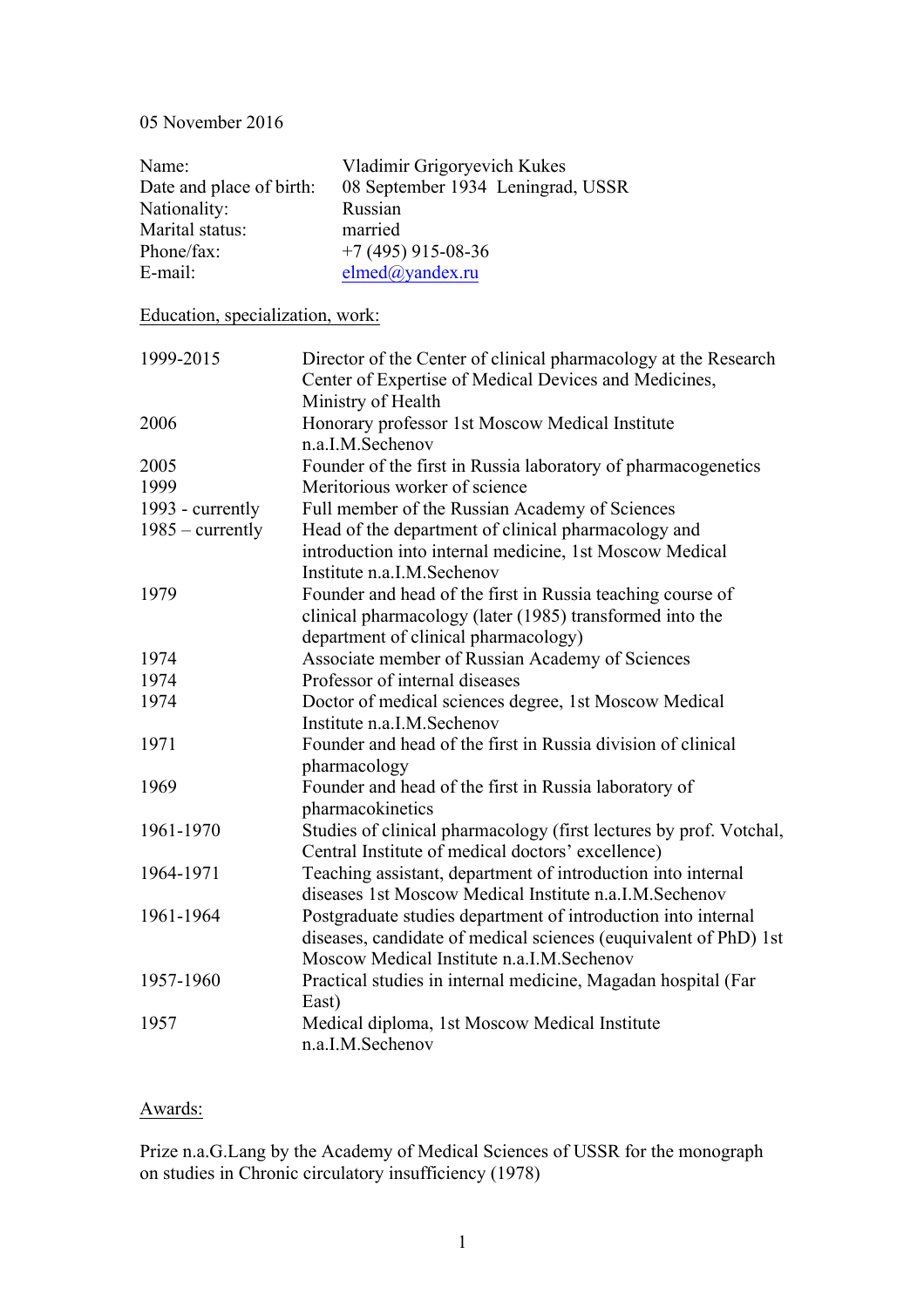05 November 2016

| | |
|---|---|
| Name: | Vladimir Grigoryevich Kukes |
| Date and place of birth: | 08 September 1934 Leningrad, USSR |
| Nationality: | Russian |
| Marital status: | married |
| Phone/fax: | +7 (495) 915-08-36 |
| E-mail: | elmed@yandex.ru |

Education, specialization, work:

| | |
|---|---|
| 1999-2015 | Director of the Center of clinical pharmacology at the Research Center of Expertise of Medical Devices and Medicines, Ministry of Health |
| 2006 | Honorary professor 1st Moscow Medical Institute n.a.I.M.Sechenov |
| 2005 | Founder of the first in Russia laboratory of pharmacogenetics |
| 1999 | Meritorious worker of science |
| 1993 - currently | Full member of the Russian Academy of Sciences |
| 1985 – currently | Head of the department of clinical pharmacology and introduction into internal medicine, 1st Moscow Medical Institute n.a.I.M.Sechenov |
| 1979 | Founder and head of the first in Russia teaching course of clinical pharmacology (later (1985) transformed into the department of clinical pharmacology) |
| 1974 | Associate member of Russian Academy of Sciences |
| 1974 | Professor of internal diseases |
| 1974 | Doctor of medical sciences degree, 1st Moscow Medical Institute n.a.I.M.Sechenov |
| 1971 | Founder and head of the first in Russia division of clinical pharmacology |
| 1969 | Founder and head of the first in Russia laboratory of pharmacokinetics |
| 1961-1970 | Studies of clinical pharmacology (first lectures by prof. Votchal, Central Institute of medical doctors' excellence) |
| 1964-1971 | Teaching assistant, department of introduction into internal diseases 1st Moscow Medical Institute n.a.I.M.Sechenov |
| 1961-1964 | Postgraduate studies department of introduction into internal diseases, candidate of medical sciences (euquivalent of PhD) 1st Moscow Medical Institute n.a.I.M.Sechenov |
| 1957-1960 | Practical studies in internal medicine, Magadan hospital (Far East) |
| 1957 | Medical diploma, 1st Moscow Medical Institute n.a.I.M.Sechenov |

Awards:

Prize n.a.G.Lang by the Academy of Medical Sciences of USSR for the monograph on studies in Chronic circulatory insufficiency (1978)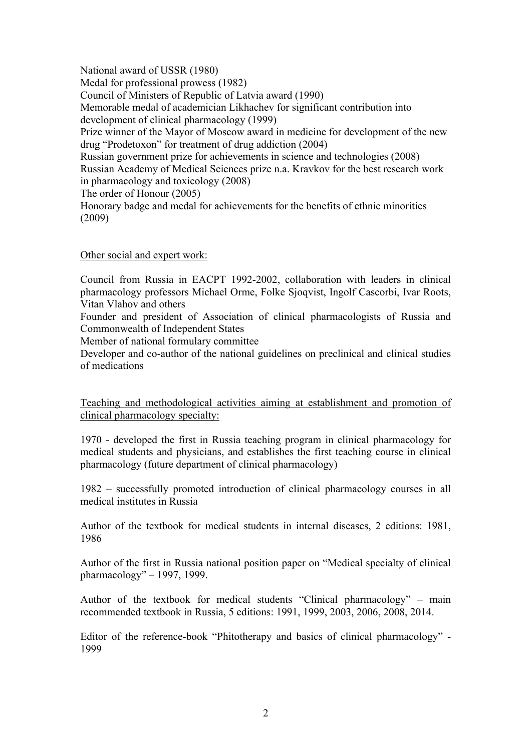National award of USSR (1980)
Medal for professional prowess (1982)
Council of Ministers of Republic of Latvia award (1990)
Memorable medal of academician Likhachev for significant contribution into development of clinical pharmacology (1999)
Prize winner of the Mayor of Moscow award in medicine for development of the new drug "Prodetoxon" for treatment of drug addiction (2004)
Russian government prize for achievements in science and technologies (2008)
Russian Academy of Medical Sciences prize n.a. Kravkov for the best research work in pharmacology and toxicology (2008)
The order of Honour (2005)
Honorary badge and medal for achievements for the benefits of ethnic minorities (2009)

<u>Other social and expert work:</u>

Council from Russia in EACPT 1992-2002, collaboration with leaders in clinical pharmacology professors Michael Orme, Folke Sjoqvist, Ingolf Cascorbi, Ivar Roots, Vitan Vlahov and others

Founder and president of Association of clinical pharmacologists of Russia and Commonwealth of Independent States

Member of national formulary committee

Developer and co-author of the national guidelines on preclinical and clinical studies of medications

<u>Teaching and methodological activities aiming at establishment and promotion of clinical pharmacology specialty:</u>

1970 - developed the first in Russia teaching program in clinical pharmacology for medical students and physicians, and establishes the first teaching course in clinical pharmacology (future department of clinical pharmacology)

1982 – successfully promoted introduction of clinical pharmacology courses in all medical institutes in Russia

Author of the textbook for medical students in internal diseases, 2 editions: 1981, 1986

Author of the first in Russia national position paper on "Medical specialty of clinical pharmacology" – 1997, 1999.

Author of the textbook for medical students "Clinical pharmacology" – main recommended textbook in Russia, 5 editions: 1991, 1999, 2003, 2006, 2008, 2014.

Editor of the reference-book "Phitotherapy and basics of clinical pharmacology" - 1999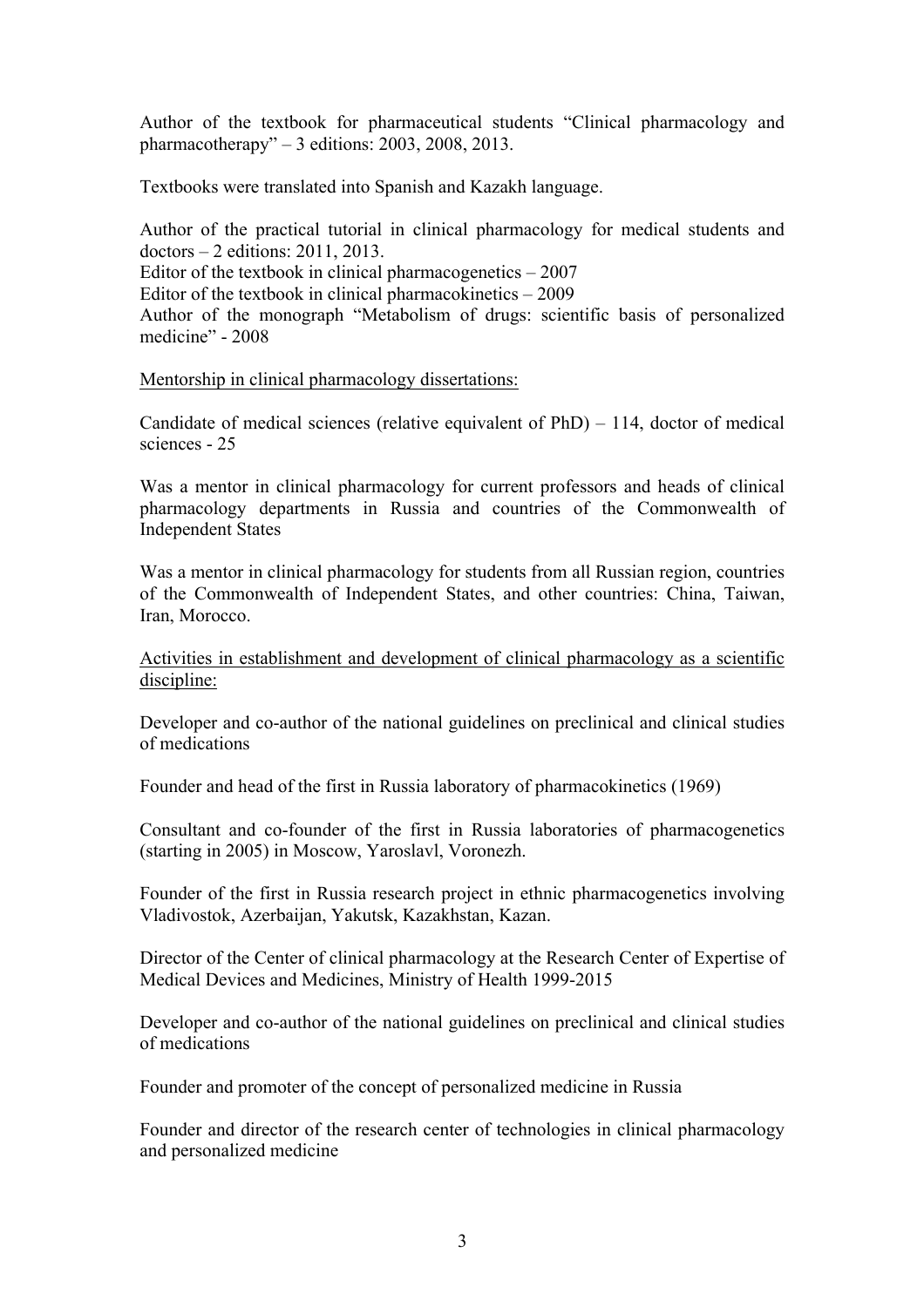Author of the textbook for pharmaceutical students "Clinical pharmacology and pharmacotherapy" – 3 editions: 2003, 2008, 2013.

Textbooks were translated into Spanish and Kazakh language.

Author of the practical tutorial in clinical pharmacology for medical students and doctors – 2 editions: 2011, 2013.
Editor of the textbook in clinical pharmacogenetics – 2007
Editor of the textbook in clinical pharmacokinetics – 2009
Author of the monograph "Metabolism of drugs: scientific basis of personalized medicine" - 2008

<u>Mentorship in clinical pharmacology dissertations:</u>

Candidate of medical sciences (relative equivalent of PhD) – 114, doctor of medical sciences - 25

Was a mentor in clinical pharmacology for current professors and heads of clinical pharmacology departments in Russia and countries of the Commonwealth of Independent States

Was a mentor in clinical pharmacology for students from all Russian region, countries of the Commonwealth of Independent States, and other countries: China, Taiwan, Iran, Morocco.

<u>Activities in establishment and development of clinical pharmacology as a scientific discipline:</u>

Developer and co-author of the national guidelines on preclinical and clinical studies of medications

Founder and head of the first in Russia laboratory of pharmacokinetics (1969)

Consultant and co-founder of the first in Russia laboratories of pharmacogenetics (starting in 2005) in Moscow, Yaroslavl, Voronezh.

Founder of the first in Russia research project in ethnic pharmacogenetics involving Vladivostok, Azerbaijan, Yakutsk, Kazakhstan, Kazan.

Director of the Center of clinical pharmacology at the Research Center of Expertise of Medical Devices and Medicines, Ministry of Health 1999-2015

Developer and co-author of the national guidelines on preclinical and clinical studies of medications

Founder and promoter of the concept of personalized medicine in Russia

Founder and director of the research center of technologies in clinical pharmacology and personalized medicine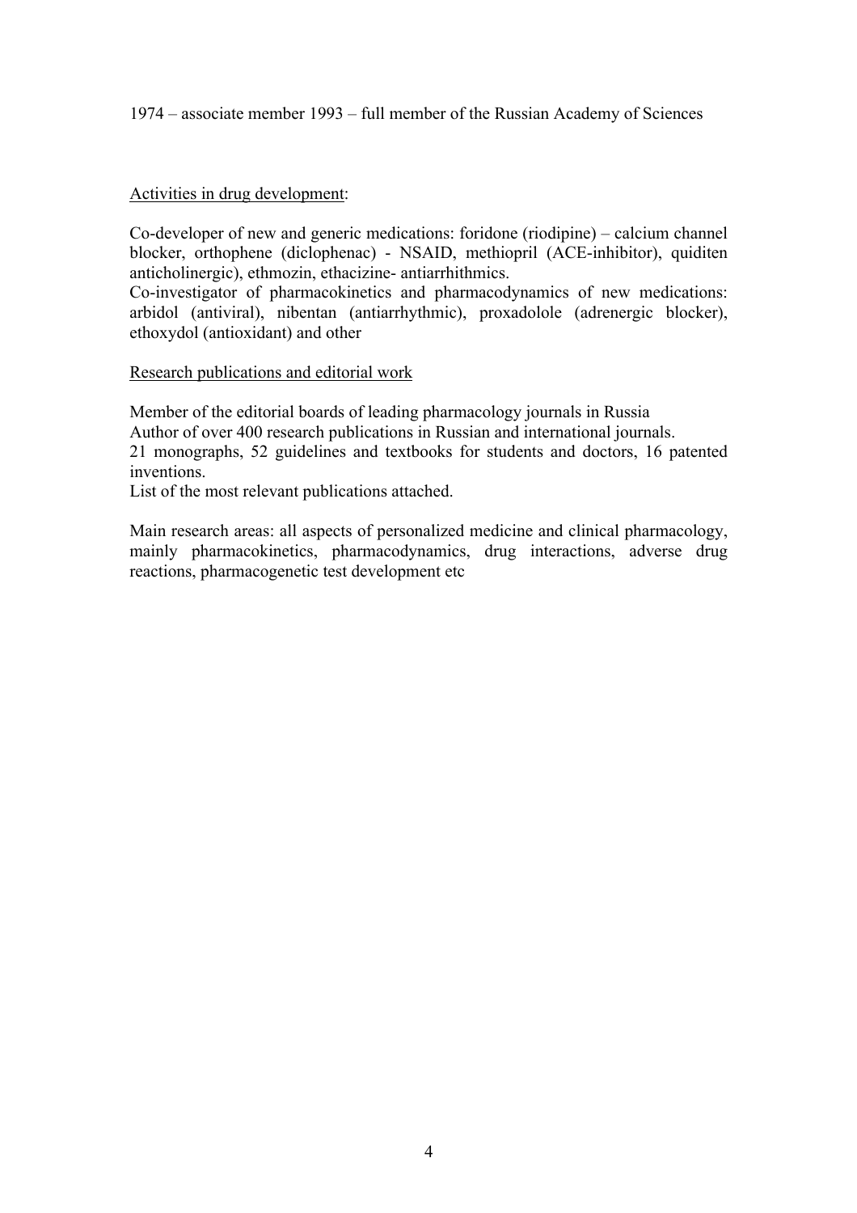1974 – associate member 1993 – full member of the Russian Academy of Sciences

<u>Activities in drug development</u>:

Co-developer of new and generic medications: foridone (riodipine) – calcium channel blocker, orthophene (diclophenac) - NSAID, methiopril (ACE-inhibitor), quiditen anticholinergic), ethmozin, ethacizine- antiarrhithmics.
Co-investigator of pharmacokinetics and pharmacodynamics of new medications: arbidol (antiviral), nibentan (antiarrhythmic), proxadolole (adrenergic blocker), ethoxydol (antioxidant) and other

<u>Research publications and editorial work</u>

Member of the editorial boards of leading pharmacology journals in Russia
Author of over 400 research publications in Russian and international journals.
21 monographs, 52 guidelines and textbooks for students and doctors, 16 patented inventions.
List of the most relevant publications attached.

Main research areas: all aspects of personalized medicine and clinical pharmacology, mainly pharmacokinetics, pharmacodynamics, drug interactions, adverse drug reactions, pharmacogenetic test development etc